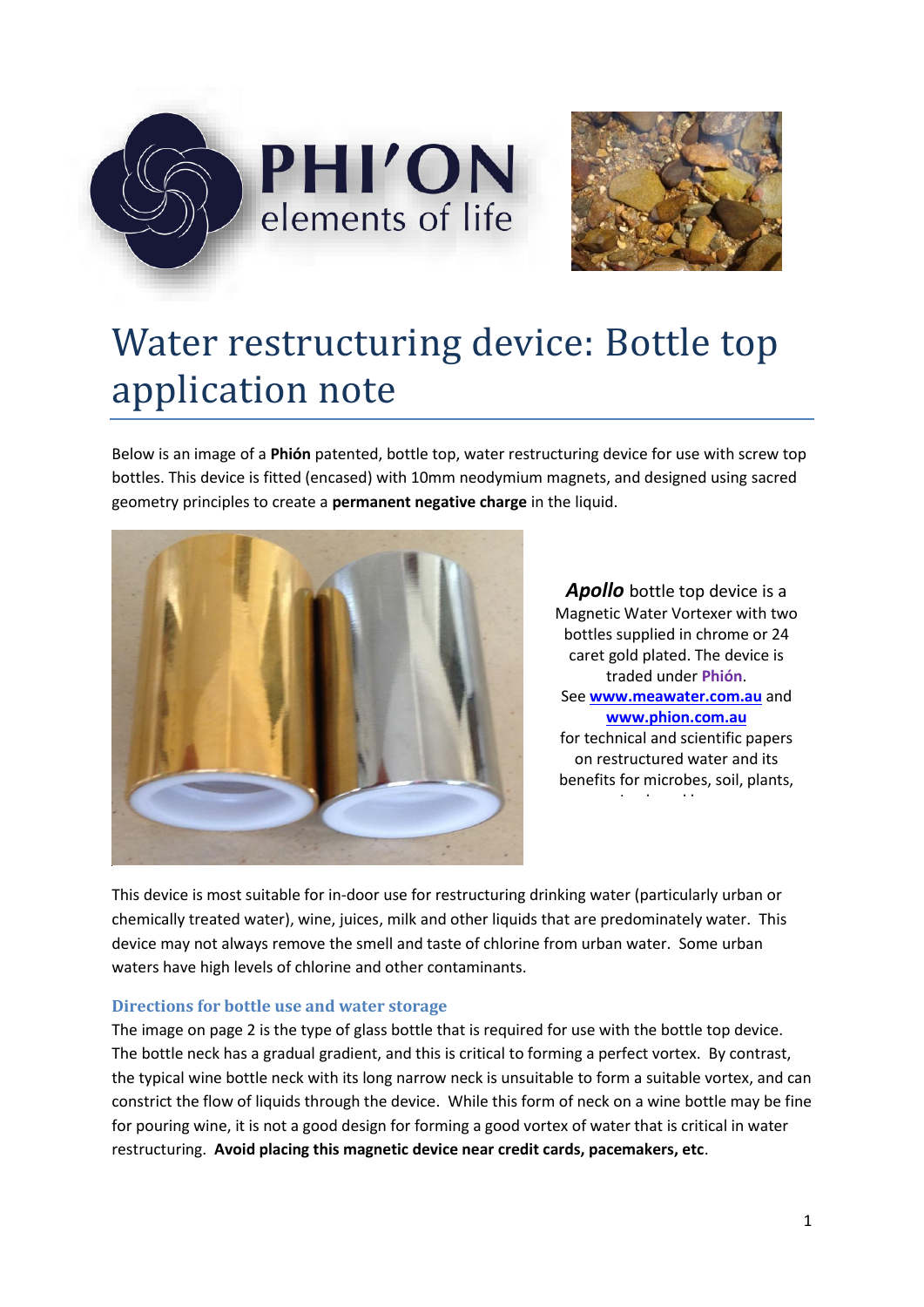PHI'ON
elements of life

# Water restructuring device: Bottle top application note

Below is an image of a **Phión** patented, bottle top, water restructuring device for use with screw top bottles. This device is fitted (encased) with 10mm neodymium magnets, and designed using sacred geometry principles to create a **permanent negative charge** in the liquid.

***Apollo*** bottle top device is a Magnetic Water Vortexer with two bottles supplied in chrome or 24 caret gold plated. The device is traded under **Phión**. See **www.meawater.com.au** and **www.phion.com.au** for technical and scientific papers on restructured water and its benefits for microbes, soil, plants,

This device is most suitable for in-door use for restructuring drinking water (particularly urban or chemically treated water), wine, juices, milk and other liquids that are predominately water. This device may not always remove the smell and taste of chlorine from urban water. Some urban waters have high levels of chlorine and other contaminants.

### Directions for bottle use and water storage

The image on page 2 is the type of glass bottle that is required for use with the bottle top device. The bottle neck has a gradual gradient, and this is critical to forming a perfect vortex. By contrast, the typical wine bottle neck with its long narrow neck is unsuitable to form a suitable vortex, and can constrict the flow of liquids through the device. While this form of neck on a wine bottle may be fine for pouring wine, it is not a good design for forming a good vortex of water that is critical in water restructuring. **Avoid placing this magnetic device near credit cards, pacemakers, etc**.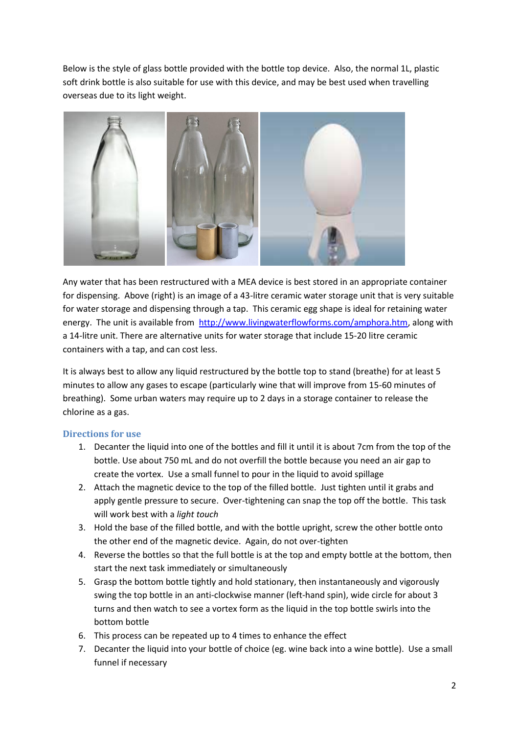Below is the style of glass bottle provided with the bottle top device. Also, the normal 1L, plastic soft drink bottle is also suitable for use with this device, and may be best used when travelling overseas due to its light weight.

Any water that has been restructured with a MEA device is best stored in an appropriate container for dispensing. Above (right) is an image of a 43-litre ceramic water storage unit that is very suitable for water storage and dispensing through a tap. This ceramic egg shape is ideal for retaining water energy. The unit is available from [http://www.livingwaterflowforms.com/amphora.htm](http://www.livingwaterflowforms.com/amphora.htm), along with a 14-litre unit. There are alternative units for water storage that include 15-20 litre ceramic containers with a tap, and can cost less.

It is always best to allow any liquid restructured by the bottle top to stand (breathe) for at least 5 minutes to allow any gases to escape (particularly wine that will improve from 15-60 minutes of breathing). Some urban waters may require up to 2 days in a storage container to release the chlorine as a gas.

### Directions for use

1. Decanter the liquid into one of the bottles and fill it until it is about 7cm from the top of the bottle. Use about 750 mL and do not overfill the bottle because you need an air gap to create the vortex. Use a small funnel to pour in the liquid to avoid spillage
2. Attach the magnetic device to the top of the filled bottle. Just tighten until it grabs and apply gentle pressure to secure. Over-tightening can snap the top off the bottle. This task will work best with a *light touch*
3. Hold the base of the filled bottle, and with the bottle upright, screw the other bottle onto the other end of the magnetic device. Again, do not over-tighten
4. Reverse the bottles so that the full bottle is at the top and empty bottle at the bottom, then start the next task immediately or simultaneously
5. Grasp the bottom bottle tightly and hold stationary, then instantaneously and vigorously swing the top bottle in an anti-clockwise manner (left-hand spin), wide circle for about 3 turns and then watch to see a vortex form as the liquid in the top bottle swirls into the bottom bottle
6. This process can be repeated up to 4 times to enhance the effect
7. Decanter the liquid into your bottle of choice (eg. wine back into a wine bottle). Use a small funnel if necessary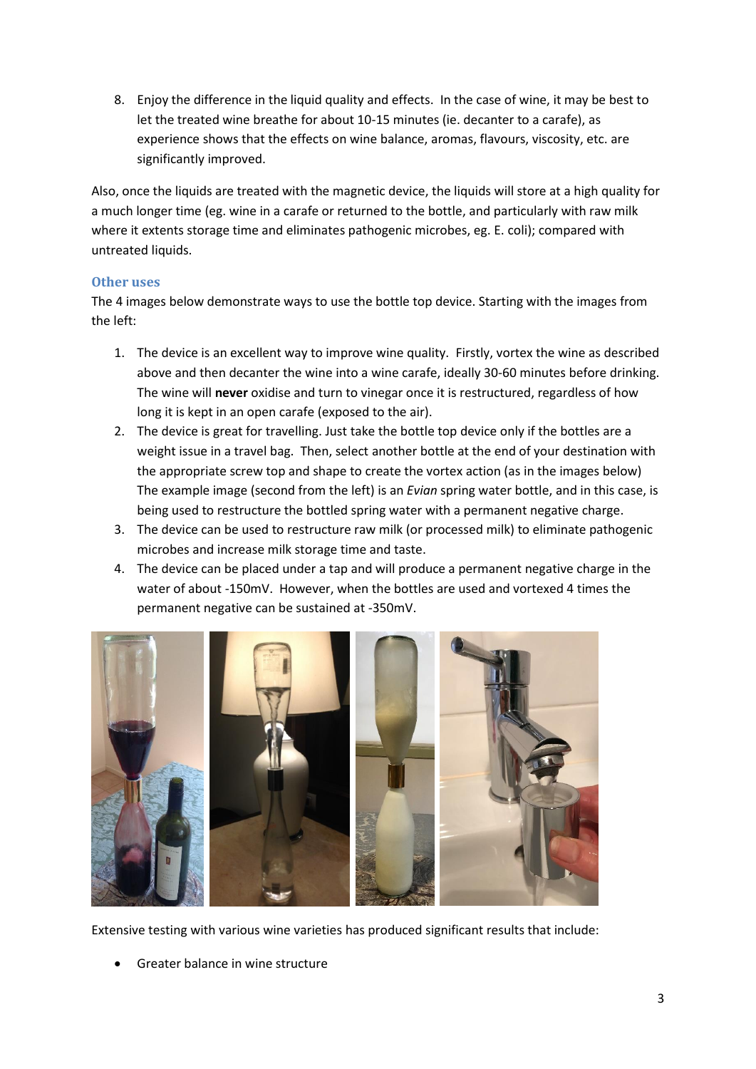8. Enjoy the difference in the liquid quality and effects. In the case of wine, it may be best to let the treated wine breathe for about 10-15 minutes (ie. decanter to a carafe), as experience shows that the effects on wine balance, aromas, flavours, viscosity, etc. are significantly improved.

Also, once the liquids are treated with the magnetic device, the liquids will store at a high quality for a much longer time (eg. wine in a carafe or returned to the bottle, and particularly with raw milk where it extents storage time and eliminates pathogenic microbes, eg. E. coli); compared with untreated liquids.

### Other uses

The 4 images below demonstrate ways to use the bottle top device. Starting with the images from the left:

1. The device is an excellent way to improve wine quality. Firstly, vortex the wine as described above and then decanter the wine into a wine carafe, ideally 30-60 minutes before drinking. The wine will **never** oxidise and turn to vinegar once it is restructured, regardless of how long it is kept in an open carafe (exposed to the air).
2. The device is great for travelling. Just take the bottle top device only if the bottles are a weight issue in a travel bag. Then, select another bottle at the end of your destination with the appropriate screw top and shape to create the vortex action (as in the images below) The example image (second from the left) is an *Evian* spring water bottle, and in this case, is being used to restructure the bottled spring water with a permanent negative charge.
3. The device can be used to restructure raw milk (or processed milk) to eliminate pathogenic microbes and increase milk storage time and taste.
4. The device can be placed under a tap and will produce a permanent negative charge in the water of about -150mV. However, when the bottles are used and vortexed 4 times the permanent negative can be sustained at -350mV.

Extensive testing with various wine varieties has produced significant results that include:

- Greater balance in wine structure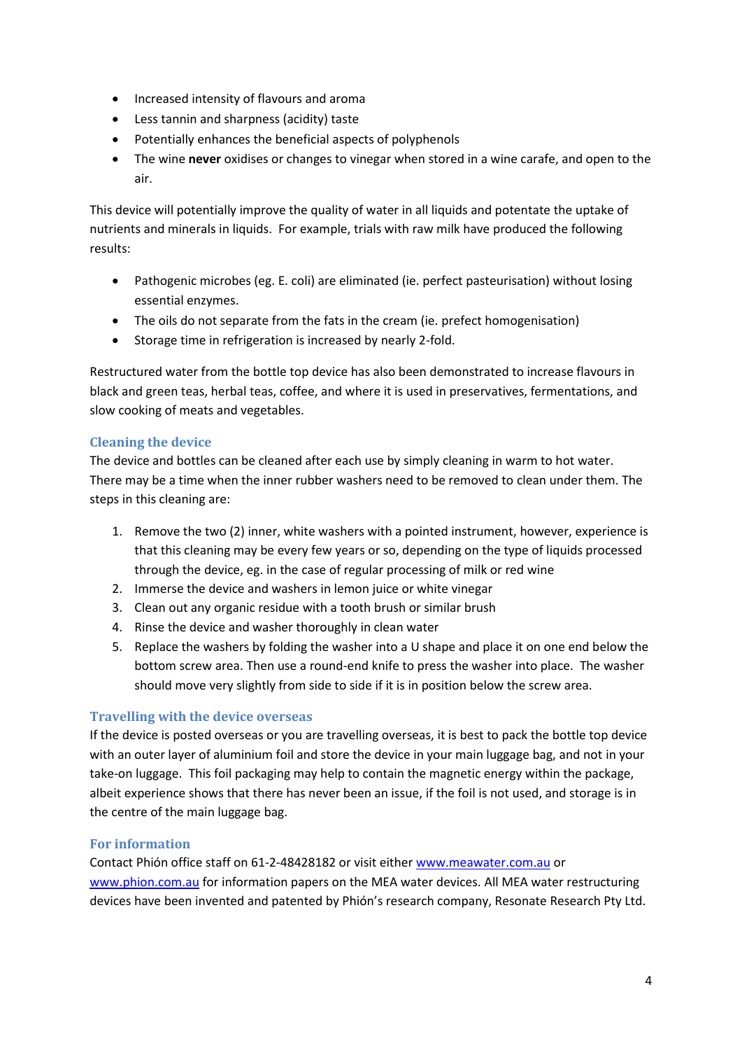- Increased intensity of flavours and aroma
- Less tannin and sharpness (acidity) taste
- Potentially enhances the beneficial aspects of polyphenols
- The wine **never** oxidises or changes to vinegar when stored in a wine carafe, and open to the air.

This device will potentially improve the quality of water in all liquids and potentate the uptake of nutrients and minerals in liquids. For example, trials with raw milk have produced the following results:

- Pathogenic microbes (eg. E. coli) are eliminated (ie. perfect pasteurisation) without losing essential enzymes.
- The oils do not separate from the fats in the cream (ie. prefect homogenisation)
- Storage time in refrigeration is increased by nearly 2-fold.

Restructured water from the bottle top device has also been demonstrated to increase flavours in black and green teas, herbal teas, coffee, and where it is used in preservatives, fermentations, and slow cooking of meats and vegetables.

### Cleaning the device

The device and bottles can be cleaned after each use by simply cleaning in warm to hot water. There may be a time when the inner rubber washers need to be removed to clean under them. The steps in this cleaning are:

1. Remove the two (2) inner, white washers with a pointed instrument, however, experience is that this cleaning may be every few years or so, depending on the type of liquids processed through the device, eg. in the case of regular processing of milk or red wine
2. Immerse the device and washers in lemon juice or white vinegar
3. Clean out any organic residue with a tooth brush or similar brush
4. Rinse the device and washer thoroughly in clean water
5. Replace the washers by folding the washer into a U shape and place it on one end below the bottom screw area. Then use a round-end knife to press the washer into place. The washer should move very slightly from side to side if it is in position below the screw area.

### Travelling with the device overseas

If the device is posted overseas or you are travelling overseas, it is best to pack the bottle top device with an outer layer of aluminium foil and store the device in your main luggage bag, and not in your take-on luggage. This foil packaging may help to contain the magnetic energy within the package, albeit experience shows that there has never been an issue, if the foil is not used, and storage is in the centre of the main luggage bag.

### For information

Contact Phión office staff on 61-2-48428182 or visit either www.meawater.com.au or www.phion.com.au for information papers on the MEA water devices. All MEA water restructuring devices have been invented and patented by Phión's research company, Resonate Research Pty Ltd.